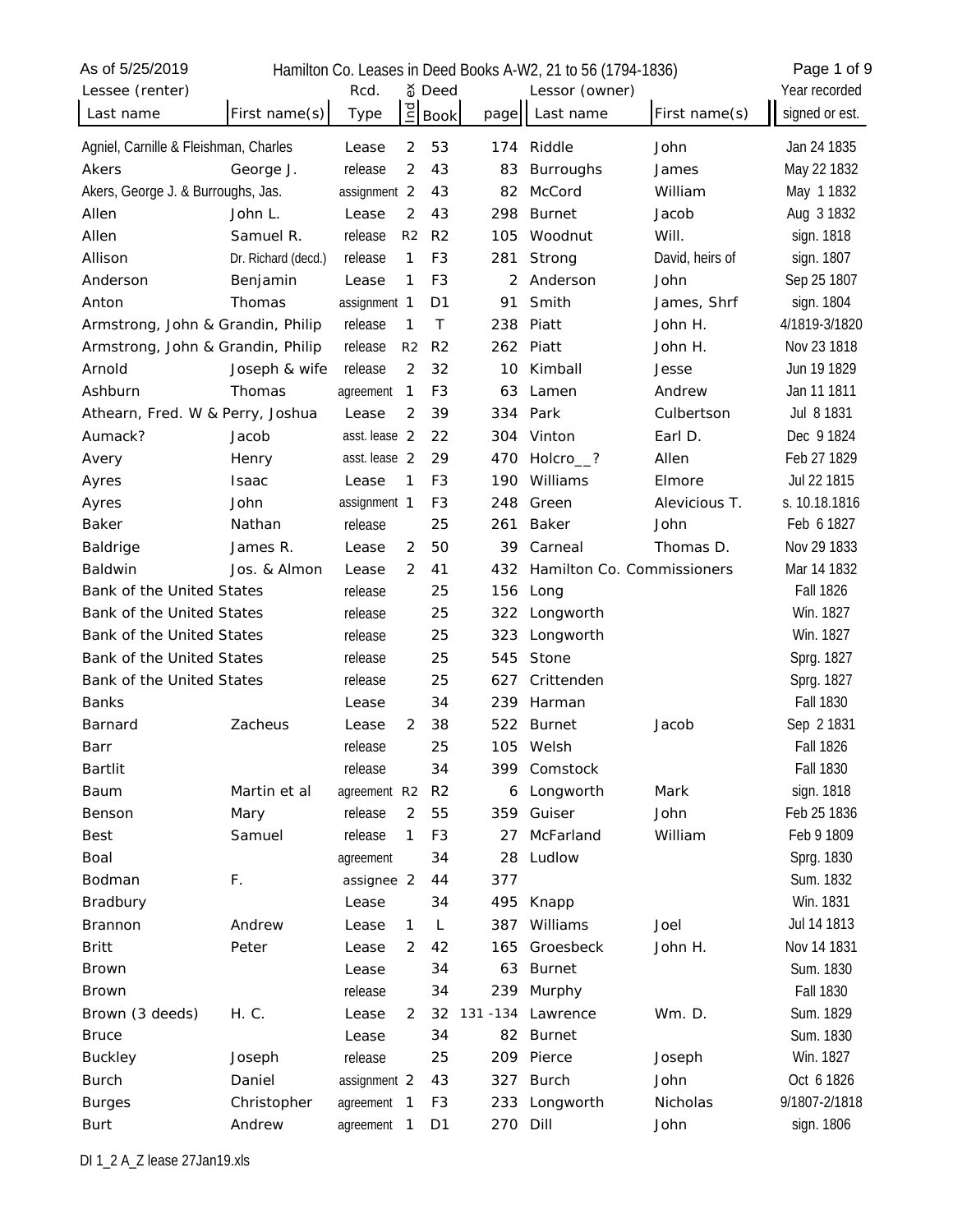Hamilton Co. Leases in Deed Books A-W2, 21 to 56 (1794-1836)

As of 5/25/2019

| Lessee (renter) Last name | First name(s) | Rcd. Type | Index | Deed Book | page | Lessor (owner) Last name | First name(s) | Year recorded signed or est. |
|---|---|---|---|---|---|---|---|---|
| Agniel, Carnille & Fleishman, Charles | | Lease | 2 | 53 | 174 | Riddle | John | Jan 24 1835 |
| Akers | George J. | release | 2 | 43 | 83 | Burroughs | James | May 22 1832 |
| Akers, George J. & Burroughs, Jas. | | assignment | 2 | 43 | 82 | McCord | William | May 1 1832 |
| Allen | John L. | Lease | 2 | 43 | 298 | Burnet | Jacob | Aug 3 1832 |
| Allen | Samuel R. | release | R2 | R2 | 105 | Woodnut | Will. | sign. 1818 |
| Allison | Dr. Richard (decd.) | release | 1 | F3 | 281 | Strong | David, heirs of | sign. 1807 |
| Anderson | Benjamin | Lease | 1 | F3 | 2 | Anderson | John | Sep 25 1807 |
| Anton | Thomas | assignment | 1 | D1 | 91 | Smith | James, Shrf | sign. 1804 |
| Armstrong, John & Grandin, Philip | | release | 1 | T | 238 | Piatt | John H. | 4/1819-3/1820 |
| Armstrong, John & Grandin, Philip | | release | R2 | R2 | 262 | Piatt | John H. | Nov 23 1818 |
| Arnold | Joseph & wife | release | 2 | 32 | 10 | Kimball | Jesse | Jun 19 1829 |
| Ashburn | Thomas | agreement | 1 | F3 | 63 | Lamen | Andrew | Jan 11 1811 |
| Athearn, Fred. W & Perry, Joshua | | Lease | 2 | 39 | 334 | Park | Culbertson | Jul 8 1831 |
| Aumack? | Jacob | asst. lease | 2 | 22 | 304 | Vinton | Earl D. | Dec 9 1824 |
| Avery | Henry | asst. lease | 2 | 29 | 470 | Holcro__? | Allen | Feb 27 1829 |
| Ayres | Isaac | Lease | 1 | F3 | 190 | Williams | Elmore | Jul 22 1815 |
| Ayres | John | assignment | 1 | F3 | 248 | Green | Alevicious T. | s. 10.18.1816 |
| Baker | Nathan | release | | 25 | 261 | Baker | John | Feb 6 1827 |
| Baldrige | James R. | Lease | 2 | 50 | 39 | Carneal | Thomas D. | Nov 29 1833 |
| Baldwin | Jos. & Almon | Lease | 2 | 41 | 432 | Hamilton Co. Commissioners | | Mar 14 1832 |
| Bank of the United States | | release | | 25 | 156 | Long | | Fall 1826 |
| Bank of the United States | | release | | 25 | 322 | Longworth | | Win. 1827 |
| Bank of the United States | | release | | 25 | 323 | Longworth | | Win. 1827 |
| Bank of the United States | | release | | 25 | 545 | Stone | | Sprg. 1827 |
| Bank of the United States | | release | | 25 | 627 | Crittenden | | Sprg. 1827 |
| Banks | | Lease | | 34 | 239 | Harman | | Fall 1830 |
| Barnard | Zacheus | Lease | 2 | 38 | 522 | Burnet | Jacob | Sep 2 1831 |
| Barr | | release | | 25 | 105 | Welsh | | Fall 1826 |
| Bartlit | | release | | 34 | 399 | Comstock | | Fall 1830 |
| Baum | Martin et al | agreement | R2 | R2 | 6 | Longworth | Mark | sign. 1818 |
| Benson | Mary | release | 2 | 55 | 359 | Guiser | John | Feb 25 1836 |
| Best | Samuel | release | 1 | F3 | 27 | McFarland | William | Feb 9 1809 |
| Boal | | agreement | | 34 | 28 | Ludlow | | Sprg. 1830 |
| Bodman | F. | assignee | 2 | 44 | 377 | | | Sum. 1832 |
| Bradbury | | Lease | | 34 | 495 | Knapp | | Win. 1831 |
| Brannon | Andrew | Lease | 1 | L | 387 | Williams | Joel | Jul 14 1813 |
| Britt | Peter | Lease | 2 | 42 | 165 | Groesbeck | John H. | Nov 14 1831 |
| Brown | | Lease | | 34 | 63 | Burnet | | Sum. 1830 |
| Brown | | release | | 34 | 239 | Murphy | | Fall 1830 |
| Brown (3 deeds) | H. C. | Lease | 2 | 32 | 131 -134 | Lawrence | Wm. D. | Sum. 1829 |
| Bruce | | Lease | | 34 | 82 | Burnet | | Sum. 1830 |
| Buckley | Joseph | release | | 25 | 209 | Pierce | Joseph | Win. 1827 |
| Burch | Daniel | assignment | 2 | 43 | 327 | Burch | John | Oct 6 1826 |
| Burges | Christopher | agreement | 1 | F3 | 233 | Longworth | Nicholas | 9/1807-2/1818 |
| Burt | Andrew | agreement | 1 | D1 | 270 | Dill | John | sign. 1806 |

DI 1_2 A_Z lease 27Jan19.xls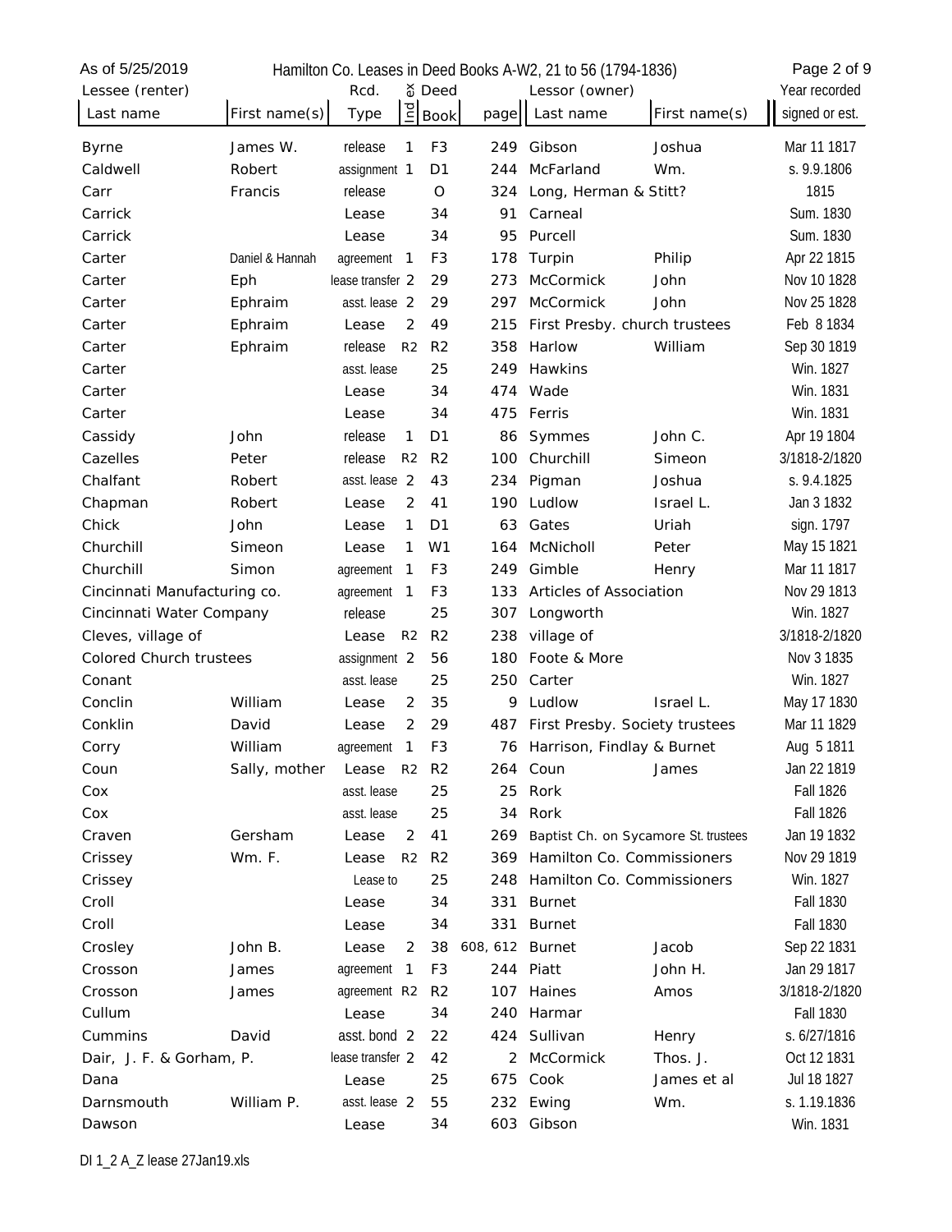Hamilton Co. Leases in Deed Books A-W2, 21 to 56 (1794-1836)

| Lessee (renter) Last name | First name(s) | Rcd. Type | Index | Deed Book | page | Lessor (owner) Last name | First name(s) | Year recorded signed or est. |
|---|---|---|---|---|---|---|---|---|
| Byrne | James W. | release | 1 | F3 | 249 | Gibson | Joshua | Mar 11 1817 |
| Caldwell | Robert | assignment | 1 | D1 | 244 | McFarland | Wm. | s. 9.9.1806 |
| Carr | Francis | release | | O | 324 | Long, Herman & Stitt? | | 1815 |
| Carrick | | Lease | | 34 | 91 | Carneal | | Sum. 1830 |
| Carrick | | Lease | | 34 | 95 | Purcell | | Sum. 1830 |
| Carter | Daniel & Hannah | agreement | 1 | F3 | 178 | Turpin | Philip | Apr 22 1815 |
| Carter | Eph | lease transfer | 2 | 29 | 273 | McCormick | John | Nov 10 1828 |
| Carter | Ephraim | asst. lease | 2 | 29 | 297 | McCormick | John | Nov 25 1828 |
| Carter | Ephraim | Lease | 2 | 49 | 215 | First Presby. church trustees | | Feb 8 1834 |
| Carter | Ephraim | release | R2 | R2 | 358 | Harlow | William | Sep 30 1819 |
| Carter | | asst. lease | | 25 | 249 | Hawkins | | Win. 1827 |
| Carter | | Lease | | 34 | 474 | Wade | | Win. 1831 |
| Carter | | Lease | | 34 | 475 | Ferris | | Win. 1831 |
| Cassidy | John | release | 1 | D1 | 86 | Symmes | John C. | Apr 19 1804 |
| Cazelles | Peter | release | R2 | R2 | 100 | Churchill | Simeon | 3/1818-2/1820 |
| Chalfant | Robert | asst. lease | 2 | 43 | 234 | Pigman | Joshua | s. 9.4.1825 |
| Chapman | Robert | Lease | 2 | 41 | 190 | Ludlow | Israel L. | Jan 3 1832 |
| Chick | John | Lease | 1 | D1 | 63 | Gates | Uriah | sign. 1797 |
| Churchill | Simeon | Lease | 1 | W1 | 164 | McNicholl | Peter | May 15 1821 |
| Churchill | Simon | agreement | 1 | F3 | 249 | Gimble | Henry | Mar 11 1817 |
| Cincinnati Manufacturing co. | | agreement | 1 | F3 | 133 | Articles of Association | | Nov 29 1813 |
| Cincinnati Water Company | | release | | 25 | 307 | Longworth | | Win. 1827 |
| Cleves, village of | | Lease | R2 | R2 | 238 | village of | | 3/1818-2/1820 |
| Colored Church trustees | | assignment | 2 | 56 | 180 | Foote & More | | Nov 3 1835 |
| Conant | | asst. lease | | 25 | 250 | Carter | | Win. 1827 |
| Conclin | William | Lease | 2 | 35 | 9 | Ludlow | Israel L. | May 17 1830 |
| Conklin | David | Lease | 2 | 29 | 487 | First Presby. Society trustees | | Mar 11 1829 |
| Corry | William | agreement | 1 | F3 | 76 | Harrison, Findlay & Burnet | | Aug 5 1811 |
| Coun | Sally, mother | Lease | R2 | R2 | 264 | Coun | James | Jan 22 1819 |
| Cox | | asst. lease | | 25 | 25 | Rork | | Fall 1826 |
| Cox | | asst. lease | | 25 | 34 | Rork | | Fall 1826 |
| Craven | Gersham | Lease | 2 | 41 | 269 | Baptist Ch. on Sycamore St. trustees | | Jan 19 1832 |
| Crissey | Wm. F. | Lease | R2 | R2 | 369 | Hamilton Co. Commissioners | | Nov 29 1819 |
| Crissey | | Lease to | | 25 | 248 | Hamilton Co. Commissioners | | Win. 1827 |
| Croll | | Lease | | 34 | 331 | Burnet | | Fall 1830 |
| Croll | | Lease | | 34 | 331 | Burnet | | Fall 1830 |
| Crosley | John B. | Lease | 2 | 38 | 608, 612 | Burnet | Jacob | Sep 22 1831 |
| Crosson | James | agreement | 1 | F3 | 244 | Piatt | John H. | Jan 29 1817 |
| Crosson | James | agreement | R2 | R2 | 107 | Haines | Amos | 3/1818-2/1820 |
| Cullum | | Lease | | 34 | 240 | Harmar | | Fall 1830 |
| Cummins | David | asst. bond | 2 | 22 | 424 | Sullivan | Henry | s. 6/27/1816 |
| Dair, J. F. & Gorham, P. | | lease transfer | 2 | 42 | 2 | McCormick | Thos. J. | Oct 12 1831 |
| Dana | | Lease | | 25 | 675 | Cook | James et al | Jul 18 1827 |
| Darnsmouth | William P. | asst. lease | 2 | 55 | 232 | Ewing | Wm. | s. 1.19.1836 |
| Dawson | | Lease | | 34 | 603 | Gibson | | Win. 1831 |

DI 1_2 A_Z lease 27Jan19.xls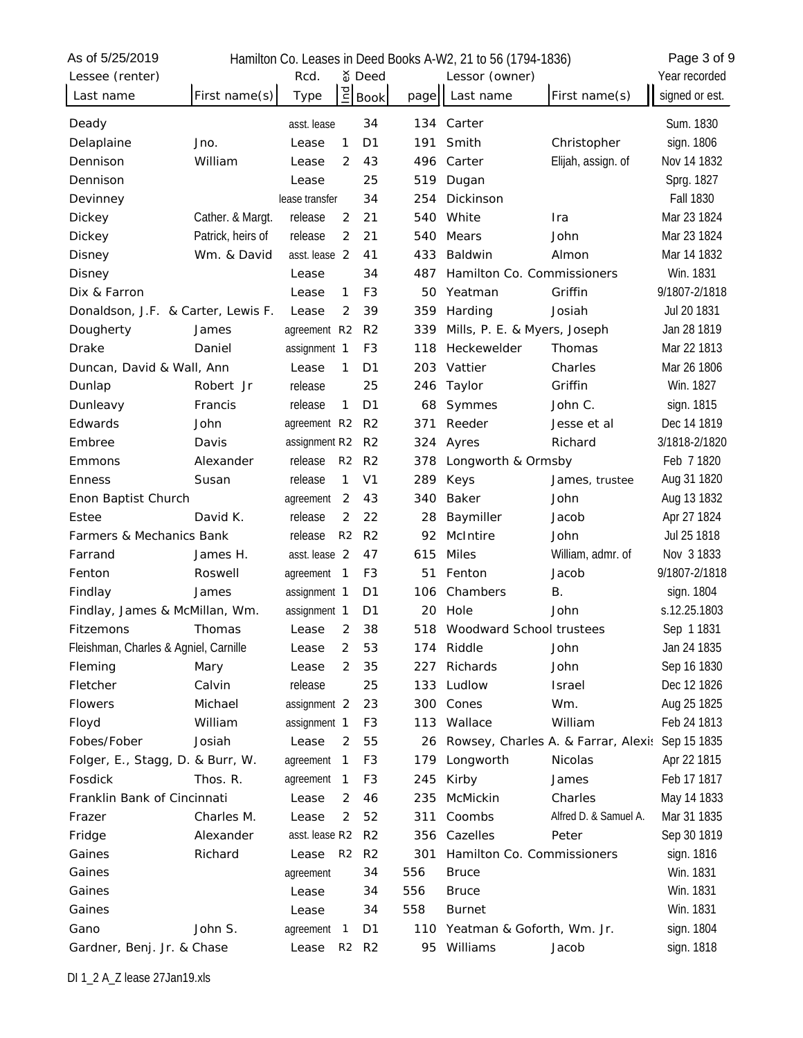| Lessee (renter) | | Rcd. | Index | Deed | | Lessor (owner) | | Year recorded |
|---|---|---|---|---|---|---|---|---|
| Last name | First name(s) | Type | | Book | page | Last name | First name(s) | signed or est. |
| Deady | | asst. lease | | 34 | 134 | Carter | | Sum. 1830 |
| Delaplaine | Jno. | Lease | 1 | D1 | 191 | Smith | Christopher | sign. 1806 |
| Dennison | William | Lease | 2 | 43 | 496 | Carter | Elijah, assign. of | Nov 14 1832 |
| Dennison | | Lease | | 25 | 519 | Dugan | | Sprg. 1827 |
| Devinney | | lease transfer | | 34 | 254 | Dickinson | | Fall 1830 |
| Dickey | Cather. & Margt. | release | 2 | 21 | 540 | White | Ira | Mar 23 1824 |
| Dickey | Patrick, heirs of | release | 2 | 21 | 540 | Mears | John | Mar 23 1824 |
| Disney | Wm. & David | asst. lease | 2 | 41 | 433 | Baldwin | Almon | Mar 14 1832 |
| Disney | | Lease | | 34 | 487 | Hamilton Co. Commissioners | | Win. 1831 |
| Dix & Farron | | Lease | 1 | F3 | 50 | Yeatman | Griffin | 9/1807-2/1818 |
| Donaldson, J.F. & Carter, Lewis F. | | Lease | 2 | 39 | 359 | Harding | Josiah | Jul 20 1831 |
| Dougherty | James | agreement | R2 | R2 | 339 | Mills, P. E. & Myers, Joseph | | Jan 28 1819 |
| Drake | Daniel | assignment | 1 | F3 | 118 | Heckewelder | Thomas | Mar 22 1813 |
| Duncan, David & Wall, Ann | | Lease | 1 | D1 | 203 | Vattier | Charles | Mar 26 1806 |
| Dunlap | Robert Jr | release | | 25 | 246 | Taylor | Griffin | Win. 1827 |
| Dunleavy | Francis | release | 1 | D1 | 68 | Symmes | John C. | sign. 1815 |
| Edwards | John | agreement | R2 | R2 | 371 | Reeder | Jesse et al | Dec 14 1819 |
| Embree | Davis | assignment | R2 | R2 | 324 | Ayres | Richard | 3/1818-2/1820 |
| Emmons | Alexander | release | R2 | R2 | 378 | Longworth & Ormsby | | Feb 7 1820 |
| Enness | Susan | release | 1 | V1 | 289 | Keys | James, trustee | Aug 31 1820 |
| Enon Baptist Church | | agreement | 2 | 43 | 340 | Baker | John | Aug 13 1832 |
| Estee | David K. | release | 2 | 22 | 28 | Baymiller | Jacob | Apr 27 1824 |
| Farmers & Mechanics Bank | | release | R2 | R2 | 92 | McIntire | John | Jul 25 1818 |
| Farrand | James H. | asst. lease | 2 | 47 | 615 | Miles | William, admr. of | Nov 3 1833 |
| Fenton | Roswell | agreement | 1 | F3 | 51 | Fenton | Jacob | 9/1807-2/1818 |
| Findlay | James | assignment | 1 | D1 | 106 | Chambers | B. | sign. 1804 |
| Findlay, James & McMillan, Wm. | | assignment | 1 | D1 | 20 | Hole | John | s.12.25.1803 |
| Fitzemons | Thomas | Lease | 2 | 38 | 518 | Woodward School trustees | | Sep 1 1831 |
| Fleishman, Charles & Agniel, Carnille | | Lease | 2 | 53 | 174 | Riddle | John | Jan 24 1835 |
| Fleming | Mary | Lease | 2 | 35 | 227 | Richards | John | Sep 16 1830 |
| Fletcher | Calvin | release | | 25 | 133 | Ludlow | Israel | Dec 12 1826 |
| Flowers | Michael | assignment | 2 | 23 | 300 | Cones | Wm. | Aug 25 1825 |
| Floyd | William | assignment | 1 | F3 | 113 | Wallace | William | Feb 24 1813 |
| Fobes/Fober | Josiah | Lease | 2 | 55 | 26 | Rowsey, Charles A. & Farrar, Alexis | | Sep 15 1835 |
| Folger, E., Stagg, D. & Burr, W. | | agreement | 1 | F3 | 179 | Longworth | Nicolas | Apr 22 1815 |
| Fosdick | Thos. R. | agreement | 1 | F3 | 245 | Kirby | James | Feb 17 1817 |
| Franklin Bank of Cincinnati | | Lease | 2 | 46 | 235 | McMickin | Charles | May 14 1833 |
| Frazer | Charles M. | Lease | 2 | 52 | 311 | Coombs | Alfred D. & Samuel A. | Mar 31 1835 |
| Fridge | Alexander | asst. lease | R2 | R2 | 356 | Cazelles | Peter | Sep 30 1819 |
| Gaines | Richard | Lease | R2 | R2 | 301 | Hamilton Co. Commissioners | | sign. 1816 |
| Gaines | | agreement | | 34 | 556 | Bruce | | Win. 1831 |
| Gaines | | Lease | | 34 | 556 | Bruce | | Win. 1831 |
| Gaines | | Lease | | 34 | 558 | Burnet | | Win. 1831 |
| Gano | John S. | agreement | 1 | D1 | 110 | Yeatman & Goforth, Wm. Jr. | | sign. 1804 |
| Gardner, Benj. Jr. & Chase | | Lease | R2 | R2 | 95 | Williams | Jacob | sign. 1818 |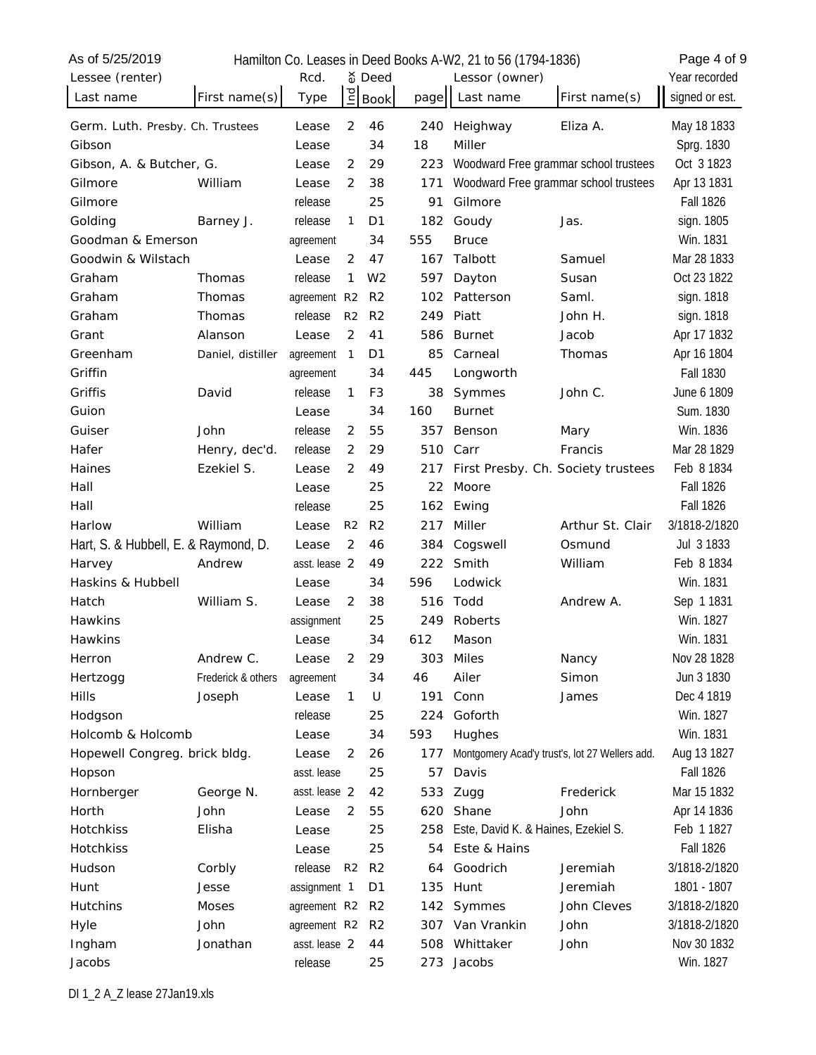Hamilton Co. Leases in Deed Books A-W2, 21 to 56 (1794-1836)

As of 5/25/2019

| Lessee (renter) Last name | First name(s) | Rcd. Type | Index | Deed Book | page | Lessor (owner) Last name | First name(s) | Year recorded signed or est. |
|---|---|---|---|---|---|---|---|---|
| Germ. Luth. Presby. Ch. Trustees | | Lease | 2 | 46 | 240 | Heighway | Eliza A. | May 18 1833 |
| Gibson | | Lease | | 34 | 18 | Miller | | Sprg. 1830 |
| Gibson, A. & Butcher, G. | | Lease | 2 | 29 | 223 | Woodward Free grammar school trustees | | Oct 3 1823 |
| Gilmore | William | Lease | 2 | 38 | 171 | Woodward Free grammar school trustees | | Apr 13 1831 |
| Gilmore | | release | | 25 | 91 | Gilmore | | Fall 1826 |
| Golding | Barney J. | release | 1 | D1 | 182 | Goudy | Jas. | sign. 1805 |
| Goodman & Emerson | | agreement | | 34 | 555 | Bruce | | Win. 1831 |
| Goodwin & Wilstach | | Lease | 2 | 47 | 167 | Talbott | Samuel | Mar 28 1833 |
| Graham | Thomas | release | 1 | W2 | 597 | Dayton | Susan | Oct 23 1822 |
| Graham | Thomas | agreement | R2 | R2 | 102 | Patterson | Saml. | sign. 1818 |
| Graham | Thomas | release | R2 | R2 | 249 | Piatt | John H. | sign. 1818 |
| Grant | Alanson | Lease | 2 | 41 | 586 | Burnet | Jacob | Apr 17 1832 |
| Greenham | Daniel, distiller | agreement | 1 | D1 | 85 | Carneal | Thomas | Apr 16 1804 |
| Griffin | | agreement | | 34 | 445 | Longworth | | Fall 1830 |
| Griffis | David | release | 1 | F3 | 38 | Symmes | John C. | June 6 1809 |
| Guion | | Lease | | 34 | 160 | Burnet | | Sum. 1830 |
| Guiser | John | release | 2 | 55 | 357 | Benson | Mary | Win. 1836 |
| Hafer | Henry, dec'd. | release | 2 | 29 | 510 | Carr | Francis | Mar 28 1829 |
| Haines | Ezekiel S. | Lease | 2 | 49 | 217 | First Presby. Ch. Society trustees | | Feb 8 1834 |
| Hall | | Lease | | 25 | 22 | Moore | | Fall 1826 |
| Hall | | release | | 25 | 162 | Ewing | | Fall 1826 |
| Harlow | William | Lease | R2 | R2 | 217 | Miller | Arthur St. Clair | 3/1818-2/1820 |
| Hart, S. & Hubbell, E. & Raymond, D. | | Lease | 2 | 46 | 384 | Cogswell | Osmund | Jul 3 1833 |
| Harvey | Andrew | asst. lease | 2 | 49 | 222 | Smith | William | Feb 8 1834 |
| Haskins & Hubbell | | Lease | | 34 | 596 | Lodwick | | Win. 1831 |
| Hatch | William S. | Lease | 2 | 38 | 516 | Todd | Andrew A. | Sep 1 1831 |
| Hawkins | | assignment | | 25 | 249 | Roberts | | Win. 1827 |
| Hawkins | | Lease | | 34 | 612 | Mason | | Win. 1831 |
| Herron | Andrew C. | Lease | 2 | 29 | 303 | Miles | Nancy | Nov 28 1828 |
| Hertzogg | Frederick & others | agreement | | 34 | 46 | Ailer | Simon | Jun 3 1830 |
| Hills | Joseph | Lease | 1 | U | 191 | Conn | James | Dec 4 1819 |
| Hodgson | | release | | 25 | 224 | Goforth | | Win. 1827 |
| Holcomb & Holcomb | | Lease | | 34 | 593 | Hughes | | Win. 1831 |
| Hopewell Congreg. brick bldg. | | Lease | 2 | 26 | 177 | Montgomery Acad'y trust's, lot 27 Wellers add. | | Aug 13 1827 |
| Hopson | | asst. lease | | 25 | 57 | Davis | | Fall 1826 |
| Hornberger | George N. | asst. lease | 2 | 42 | 533 | Zugg | Frederick | Mar 15 1832 |
| Horth | John | Lease | 2 | 55 | 620 | Shane | John | Apr 14 1836 |
| Hotchkiss | Elisha | Lease | | 25 | 258 | Este, David K. & Haines, Ezekiel S. | | Feb 1 1827 |
| Hotchkiss | | Lease | | 25 | 54 | Este & Hains | | Fall 1826 |
| Hudson | Corbly | release | R2 | R2 | 64 | Goodrich | Jeremiah | 3/1818-2/1820 |
| Hunt | Jesse | assignment | 1 | D1 | 135 | Hunt | Jeremiah | 1801 - 1807 |
| Hutchins | Moses | agreement | R2 | R2 | 142 | Symmes | John Cleves | 3/1818-2/1820 |
| Hyle | John | agreement | R2 | R2 | 307 | Van Vrankin | John | 3/1818-2/1820 |
| Ingham | Jonathan | asst. lease | 2 | 44 | 508 | Whittaker | John | Nov 30 1832 |
| Jacobs | | release | | 25 | 273 | Jacobs | | Win. 1827 |

DI 1_2 A_Z lease 27Jan19.xls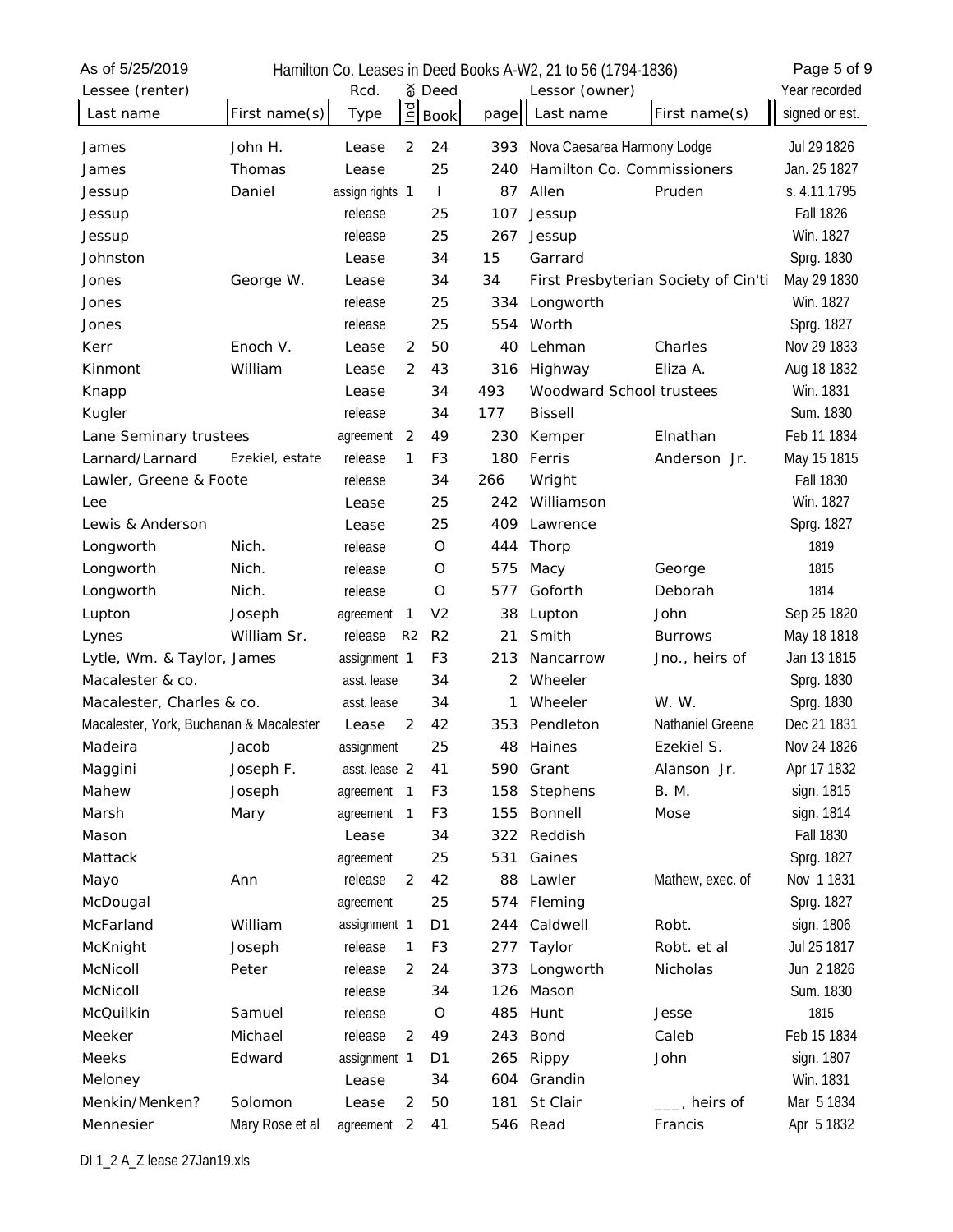As of 5/25/2019 — Hamilton Co. Leases in Deed Books A-W2, 21 to 56 (1794-1836)

| Lessee (renter) | | Rcd. | Index | Deed | | Lessor (owner) | | Year recorded |
|---|---|---|---|---|---|---|---|---|
| Last name | First name(s) | Type | | Book | page | Last name | First name(s) | signed or est. |
| James | John H. | Lease | 2 | 24 | 393 | Nova Caesarea Harmony Lodge | | Jul 29 1826 |
| James | Thomas | Lease | | 25 | 240 | Hamilton Co. Commissioners | | Jan. 25 1827 |
| Jessup | Daniel | assign rights | 1 | I | 87 | Allen | Pruden | s. 4.11.1795 |
| Jessup | | release | | 25 | 107 | Jessup | | Fall 1826 |
| Jessup | | release | | 25 | 267 | Jessup | | Win. 1827 |
| Johnston | | Lease | | 34 | 15 | Garrard | | Sprg. 1830 |
| Jones | George W. | Lease | | 34 | 34 | First Presbyterian Society of Cin'ti | | May 29 1830 |
| Jones | | release | | 25 | 334 | Longworth | | Win. 1827 |
| Jones | | release | | 25 | 554 | Worth | | Sprg. 1827 |
| Kerr | Enoch V. | Lease | 2 | 50 | 40 | Lehman | Charles | Nov 29 1833 |
| Kinmont | William | Lease | 2 | 43 | 316 | Highway | Eliza A. | Aug 18 1832 |
| Knapp | | Lease | | 34 | 493 | Woodward School trustees | | Win. 1831 |
| Kugler | | release | | 34 | 177 | Bissell | | Sum. 1830 |
| Lane Seminary trustees | | agreement | 2 | 49 | 230 | Kemper | Elnathan | Feb 11 1834 |
| Larnard/Larnard | Ezekiel, estate | release | 1 | F3 | 180 | Ferris | Anderson Jr. | May 15 1815 |
| Lawler, Greene & Foote | | release | | 34 | 266 | Wright | | Fall 1830 |
| Lee | | Lease | | 25 | 242 | Williamson | | Win. 1827 |
| Lewis & Anderson | | Lease | | 25 | 409 | Lawrence | | Sprg. 1827 |
| Longworth | Nich. | release | | O | 444 | Thorp | | 1819 |
| Longworth | Nich. | release | | O | 575 | Macy | George | 1815 |
| Longworth | Nich. | release | | O | 577 | Goforth | Deborah | 1814 |
| Lupton | Joseph | agreement | 1 | V2 | 38 | Lupton | John | Sep 25 1820 |
| Lynes | William Sr. | release | R2 | R2 | 21 | Smith | Burrows | May 18 1818 |
| Lytle, Wm. & Taylor, James | | assignment | 1 | F3 | 213 | Nancarrow | Jno., heirs of | Jan 13 1815 |
| Macalester & co. | | asst. lease | | 34 | 2 | Wheeler | | Sprg. 1830 |
| Macalester, Charles & co. | | asst. lease | | 34 | 1 | Wheeler | W. W. | Sprg. 1830 |
| Macalester, York, Buchanan & Macalester | | Lease | 2 | 42 | 353 | Pendleton | Nathaniel Greene | Dec 21 1831 |
| Madeira | Jacob | assignment | | 25 | 48 | Haines | Ezekiel S. | Nov 24 1826 |
| Maggini | Joseph F. | asst. lease | 2 | 41 | 590 | Grant | Alanson Jr. | Apr 17 1832 |
| Mahew | Joseph | agreement | 1 | F3 | 158 | Stephens | B. M. | sign. 1815 |
| Marsh | Mary | agreement | 1 | F3 | 155 | Bonnell | Mose | sign. 1814 |
| Mason | | Lease | | 34 | 322 | Reddish | | Fall 1830 |
| Mattack | | agreement | | 25 | 531 | Gaines | | Sprg. 1827 |
| Mayo | Ann | release | 2 | 42 | 88 | Lawler | Mathew, exec. of | Nov 1 1831 |
| McDougal | | agreement | | 25 | 574 | Fleming | | Sprg. 1827 |
| McFarland | William | assignment | 1 | D1 | 244 | Caldwell | Robt. | sign. 1806 |
| McKnight | Joseph | release | 1 | F3 | 277 | Taylor | Robt. et al | Jul 25 1817 |
| McNicoll | Peter | release | 2 | 24 | 373 | Longworth | Nicholas | Jun 2 1826 |
| McNicoll | | release | | 34 | 126 | Mason | | Sum. 1830 |
| McQuilkin | Samuel | release | | O | 485 | Hunt | Jesse | 1815 |
| Meeker | Michael | release | 2 | 49 | 243 | Bond | Caleb | Feb 15 1834 |
| Meeks | Edward | assignment | 1 | D1 | 265 | Rippy | John | sign. 1807 |
| Meloney | | Lease | | 34 | 604 | Grandin | | Win. 1831 |
| Menkin/Menken? | Solomon | Lease | 2 | 50 | 181 | St Clair | ___, heirs of | Mar 5 1834 |
| Mennesier | Mary Rose et al | agreement | 2 | 41 | 546 | Read | Francis | Apr 5 1832 |

DI 1_2 A_Z lease 27Jan19.xls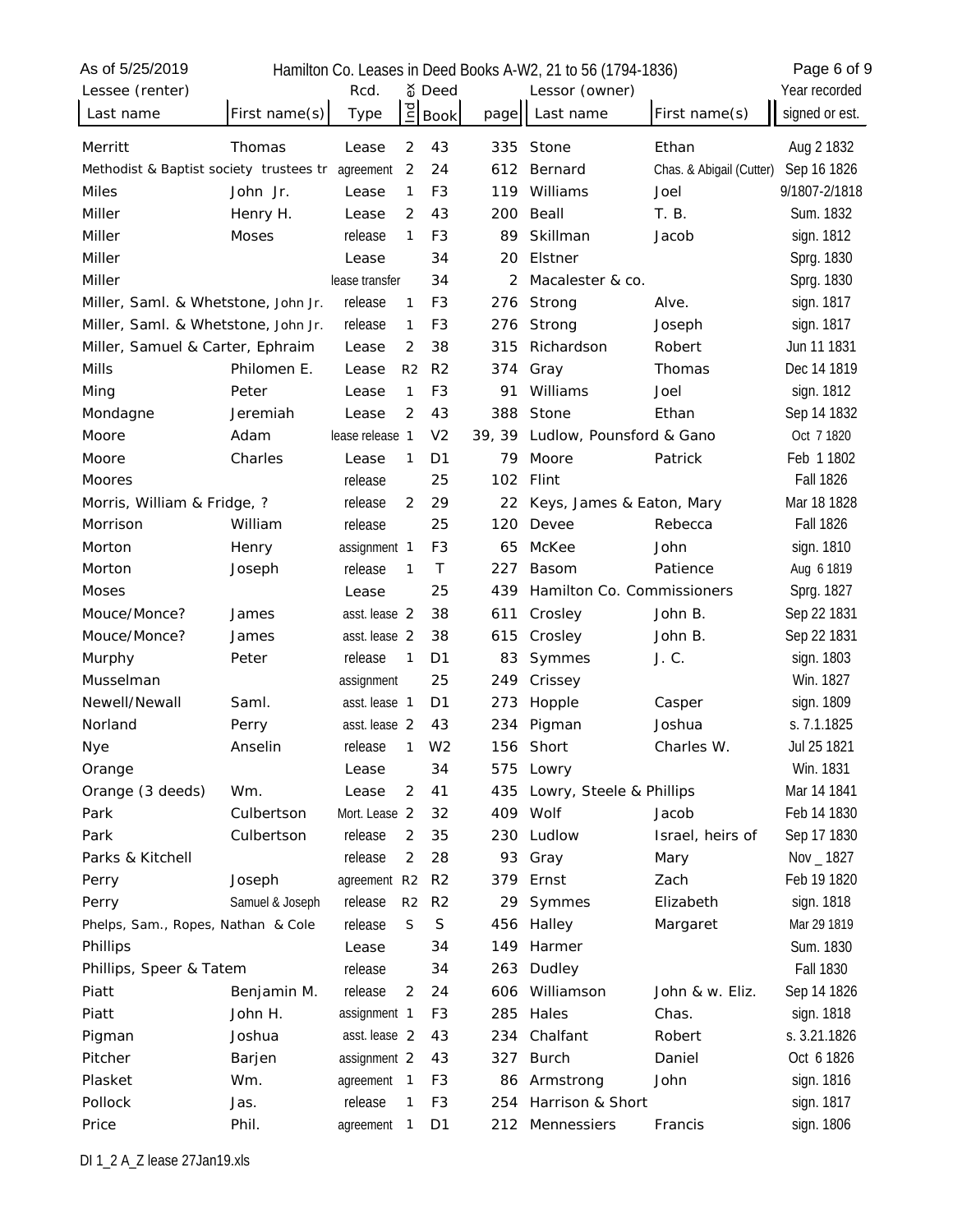As of 5/25/2019

# Hamilton Co. Leases in Deed Books A-W2, 21 to 56 (1794-1836)

| Lessee (renter) Last name | First name(s) | Rcd. Type | Index | Deed Book | page | Lessor (owner) Last name | First name(s) | Year recorded signed or est. |
|---|---|---|---|---|---|---|---|---|
| Merritt | Thomas | Lease | 2 | 43 | 335 | Stone | Ethan | Aug 2 1832 |
| Methodist & Baptist society trustees tr | | agreement | 2 | 24 | 612 | Bernard | Chas. & Abigail (Cutter) | Sep 16 1826 |
| Miles | John Jr. | Lease | 1 | F3 | 119 | Williams | Joel | 9/1807-2/1818 |
| Miller | Henry H. | Lease | 2 | 43 | 200 | Beall | T. B. | Sum. 1832 |
| Miller | Moses | release | 1 | F3 | 89 | Skillman | Jacob | sign. 1812 |
| Miller | | Lease | | 34 | 20 | Elstner | | Sprg. 1830 |
| Miller | | lease transfer | | 34 | 2 | Macalester & co. | | Sprg. 1830 |
| Miller, Saml. & Whetstone, John Jr. | | release | 1 | F3 | 276 | Strong | Alve. | sign. 1817 |
| Miller, Saml. & Whetstone, John Jr. | | release | 1 | F3 | 276 | Strong | Joseph | sign. 1817 |
| Miller, Samuel & Carter, Ephraim | | Lease | 2 | 38 | 315 | Richardson | Robert | Jun 11 1831 |
| Mills | Philomen E. | Lease | R2 | R2 | 374 | Gray | Thomas | Dec 14 1819 |
| Ming | Peter | Lease | 1 | F3 | 91 | Williams | Joel | sign. 1812 |
| Mondagne | Jeremiah | Lease | 2 | 43 | 388 | Stone | Ethan | Sep 14 1832 |
| Moore | Adam | lease release | 1 | V2 | 39, 39 | Ludlow, Pounsford & Gano | | Oct 7 1820 |
| Moore | Charles | Lease | 1 | D1 | 79 | Moore | Patrick | Feb 1 1802 |
| Moores | | release | | 25 | 102 | Flint | | Fall 1826 |
| Morris, William & Fridge, ? | | release | 2 | 29 | 22 | Keys, James & Eaton, Mary | | Mar 18 1828 |
| Morrison | William | release | | 25 | 120 | Devee | Rebecca | Fall 1826 |
| Morton | Henry | assignment | 1 | F3 | 65 | McKee | John | sign. 1810 |
| Morton | Joseph | release | 1 | T | 227 | Basom | Patience | Aug 6 1819 |
| Moses | | Lease | | 25 | 439 | Hamilton Co. Commissioners | | Sprg. 1827 |
| Mouce/Monce? | James | asst. lease | 2 | 38 | 611 | Crosley | John B. | Sep 22 1831 |
| Mouce/Monce? | James | asst. lease | 2 | 38 | 615 | Crosley | John B. | Sep 22 1831 |
| Murphy | Peter | release | 1 | D1 | 83 | Symmes | J. C. | sign. 1803 |
| Musselman | | assignment | | 25 | 249 | Crissey | | Win. 1827 |
| Newell/Newall | Saml. | asst. lease | 1 | D1 | 273 | Hopple | Casper | sign. 1809 |
| Norland | Perry | asst. lease | 2 | 43 | 234 | Pigman | Joshua | s. 7.1.1825 |
| Nye | Anselin | release | 1 | W2 | 156 | Short | Charles W. | Jul 25 1821 |
| Orange | | Lease | | 34 | 575 | Lowry | | Win. 1831 |
| Orange (3 deeds) | Wm. | Lease | 2 | 41 | 435 | Lowry, Steele & Phillips | | Mar 14 1841 |
| Park | Culbertson | Mort. Lease | 2 | 32 | 409 | Wolf | Jacob | Feb 14 1830 |
| Park | Culbertson | release | 2 | 35 | 230 | Ludlow | Israel, heirs of | Sep 17 1830 |
| Parks & Kitchell | | release | 2 | 28 | 93 | Gray | Mary | Nov _ 1827 |
| Perry | Joseph | agreement | R2 | R2 | 379 | Ernst | Zach | Feb 19 1820 |
| Perry | Samuel & Joseph | release | R2 | R2 | 29 | Symmes | Elizabeth | sign. 1818 |
| Phelps, Sam., Ropes, Nathan & Cole | | release | S | S | 456 | Halley | Margaret | Mar 29 1819 |
| Phillips | | Lease | | 34 | 149 | Harmer | | Sum. 1830 |
| Phillips, Speer & Tatem | | release | | 34 | 263 | Dudley | | Fall 1830 |
| Piatt | Benjamin M. | release | 2 | 24 | 606 | Williamson | John & w. Eliz. | Sep 14 1826 |
| Piatt | John H. | assignment | 1 | F3 | 285 | Hales | Chas. | sign. 1818 |
| Pigman | Joshua | asst. lease | 2 | 43 | 234 | Chalfant | Robert | s. 3.21.1826 |
| Pitcher | Barjen | assignment | 2 | 43 | 327 | Burch | Daniel | Oct 6 1826 |
| Plasket | Wm. | agreement | 1 | F3 | 86 | Armstrong | John | sign. 1816 |
| Pollock | Jas. | release | 1 | F3 | 254 | Harrison & Short | | sign. 1817 |
| Price | Phil. | agreement | 1 | D1 | 212 | Mennessiers | Francis | sign. 1806 |

DI 1_2 A_Z lease 27Jan19.xls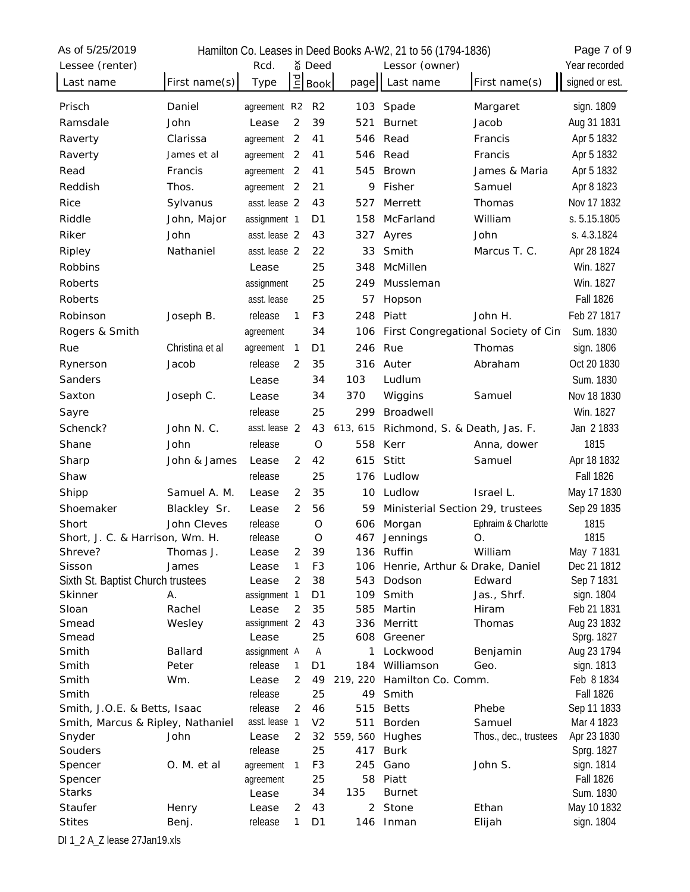| Lessee (renter) | | Rcd. | Index | Deed | | Lessor (owner) | | Year recorded |
|---|---|---|---|---|---|---|---|---|
| Last name | First name(s) | Type | | Book | page | Last name | First name(s) | signed or est. |
| Prisch | Daniel | agreement | R2 | R2 | 103 | Spade | Margaret | sign. 1809 |
| Ramsdale | John | Lease | 2 | 39 | 521 | Burnet | Jacob | Aug 31 1831 |
| Raverty | Clarissa | agreement | 2 | 41 | 546 | Read | Francis | Apr 5 1832 |
| Raverty | James et al | agreement | 2 | 41 | 546 | Read | Francis | Apr 5 1832 |
| Read | Francis | agreement | 2 | 41 | 545 | Brown | James & Maria | Apr 5 1832 |
| Reddish | Thos. | agreement | 2 | 21 | 9 | Fisher | Samuel | Apr 8 1823 |
| Rice | Sylvanus | asst. lease | 2 | 43 | 527 | Merrett | Thomas | Nov 17 1832 |
| Riddle | John, Major | assignment | 1 | D1 | 158 | McFarland | William | s. 5.15.1805 |
| Riker | John | asst. lease | 2 | 43 | 327 | Ayres | John | s. 4.3.1824 |
| Ripley | Nathaniel | asst. lease | 2 | 22 | 33 | Smith | Marcus T. C. | Apr 28 1824 |
| Robbins | | Lease | | 25 | 348 | McMillen | | Win. 1827 |
| Roberts | | assignment | | 25 | 249 | Mussleman | | Win. 1827 |
| Roberts | | asst. lease | | 25 | 57 | Hopson | | Fall 1826 |
| Robinson | Joseph B. | release | 1 | F3 | 248 | Piatt | John H. | Feb 27 1817 |
| Rogers & Smith | | agreement | | 34 | 106 | First Congregational Society of Cin | | Sum. 1830 |
| Rue | Christina et al | agreement | 1 | D1 | 246 | Rue | Thomas | sign. 1806 |
| Rynerson | Jacob | release | 2 | 35 | 316 | Auter | Abraham | Oct 20 1830 |
| Sanders | | Lease | | 34 | 103 | Ludlum | | Sum. 1830 |
| Saxton | Joseph C. | Lease | | 34 | 370 | Wiggins | Samuel | Nov 18 1830 |
| Sayre | | release | | 25 | 299 | Broadwell | | Win. 1827 |
| Schenck? | John N. C. | asst. lease | 2 | 43 | 613, 615 | Richmond, S. & Death, Jas. F. | | Jan 2 1833 |
| Shane | John | release | | O | 558 | Kerr | Anna, dower | 1815 |
| Sharp | John & James | Lease | 2 | 42 | 615 | Stitt | Samuel | Apr 18 1832 |
| Shaw | | release | | 25 | 176 | Ludlow | | Fall 1826 |
| Shipp | Samuel A. M. | Lease | 2 | 35 | 10 | Ludlow | Israel L. | May 17 1830 |
| Shoemaker | Blackley Sr. | Lease | 2 | 56 | 59 | Ministerial Section 29, trustees | | Sep 29 1835 |
| Short | John Cleves | release | | O | 606 | Morgan | Ephraim & Charlotte | 1815 |
| Short, J. C. & Harrison, Wm. H. | | release | | O | 467 | Jennings | O. | 1815 |
| Shreve? | Thomas J. | Lease | 2 | 39 | 136 | Ruffin | William | May 7 1831 |
| Sisson | James | Lease | 1 | F3 | 106 | Henrie, Arthur & Drake, Daniel | | Dec 21 1812 |
| Sixth St. Baptist Church trustees | | Lease | 2 | 38 | 543 | Dodson | Edward | Sep 7 1831 |
| Skinner | A. | assignment | 1 | D1 | 109 | Smith | Jas., Shrf. | sign. 1804 |
| Sloan | Rachel | Lease | 2 | 35 | 585 | Martin | Hiram | Feb 21 1831 |
| Smead | Wesley | assignment | 2 | 43 | 336 | Merritt | Thomas | Aug 23 1832 |
| Smead | | Lease | | 25 | 608 | Greener | | Sprg. 1827 |
| Smith | Ballard | assignment | A | A | 1 | Lockwood | Benjamin | Aug 23 1794 |
| Smith | Peter | release | 1 | D1 | 184 | Williamson | Geo. | sign. 1813 |
| Smith | Wm. | Lease | 2 | 49 | 219, 220 | Hamilton Co. Comm. | | Feb 8 1834 |
| Smith | | release | | 25 | 49 | Smith | | Fall 1826 |
| Smith, J.O.E. & Betts, Isaac | | release | 2 | 46 | 515 | Betts | Phebe | Sep 11 1833 |
| Smith, Marcus & Ripley, Nathaniel | | asst. lease | 1 | V2 | 511 | Borden | Samuel | Mar 4 1823 |
| Snyder | John | Lease | 2 | 32 | 559, 560 | Hughes | Thos., dec., trustees | Apr 23 1830 |
| Souders | | release | | 25 | 417 | Burk | | Sprg. 1827 |
| Spencer | O. M. et al | agreement | 1 | F3 | 245 | Gano | John S. | sign. 1814 |
| Spencer | | agreement | | 25 | 58 | Piatt | | Fall 1826 |
| Starks | | Lease | | 34 | 135 | Burnet | | Sum. 1830 |
| Staufer | Henry | Lease | 2 | 43 | 2 | Stone | Ethan | May 10 1832 |
| Stites | Benj. | release | 1 | D1 | 146 | Inman | Elijah | sign. 1804 |

DI 1_2 A_Z lease 27Jan19.xls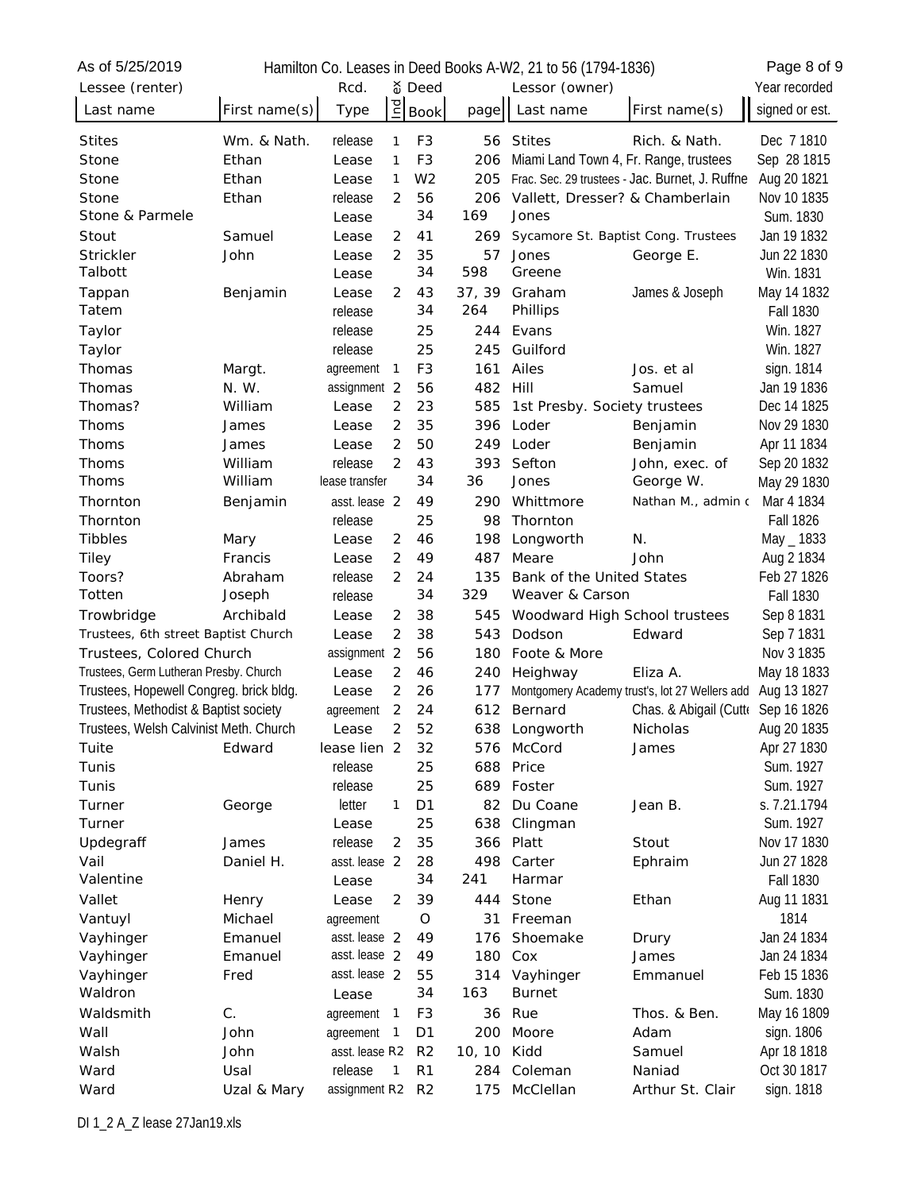Hamilton Co. Leases in Deed Books A-W2, 21 to 56 (1794-1836)

As of 5/25/2019

| Lessee (renter) Last name | First name(s) | Rcd. Type | Index | Deed Book | page | Lessor (owner) Last name | First name(s) | Year recorded signed or est. |
|---|---|---|---|---|---|---|---|---|
| Stites | Wm. & Nath. | release | 1 | F3 | 56 | Stites | Rich. & Nath. | Dec 7 1810 |
| Stone | Ethan | Lease | 1 | F3 | 206 | Miami Land Town 4, Fr. Range, trustees | | Sep 28 1815 |
| Stone | Ethan | Lease | 1 | W2 | 205 | Frac. Sec. 29 trustees - Jac. Burnet, J. Ruffne | | Aug 20 1821 |
| Stone | Ethan | release | 2 | 56 | 206 | Vallett, Dresser? & Chamberlain | | Nov 10 1835 |
| Stone & Parmele | | Lease | | 34 | 169 | Jones | | Sum. 1830 |
| Stout | Samuel | Lease | 2 | 41 | 269 | Sycamore St. Baptist Cong. Trustees | | Jan 19 1832 |
| Strickler | John | Lease | 2 | 35 | 57 | Jones | George E. | Jun 22 1830 |
| Talbott | | Lease | | 34 | 598 | Greene | | Win. 1831 |
| Tappan | Benjamin | Lease | 2 | 43 | 37, 39 | Graham | James & Joseph | May 14 1832 |
| Tatem | | release | | 34 | 264 | Phillips | | Fall 1830 |
| Taylor | | release | | 25 | 244 | Evans | | Win. 1827 |
| Taylor | | release | | 25 | 245 | Guilford | | Win. 1827 |
| Thomas | Margt. | agreement | 1 | F3 | 161 | Ailes | Jos. et al | sign. 1814 |
| Thomas | N. W. | assignment | 2 | 56 | 482 | Hill | Samuel | Jan 19 1836 |
| Thomas? | William | Lease | 2 | 23 | 585 | 1st Presby. Society trustees | | Dec 14 1825 |
| Thoms | James | Lease | 2 | 35 | 396 | Loder | Benjamin | Nov 29 1830 |
| Thoms | James | Lease | 2 | 50 | 249 | Loder | Benjamin | Apr 11 1834 |
| Thoms | William | release | 2 | 43 | 393 | Sefton | John, exec. of | Sep 20 1832 |
| Thoms | William | lease transfer | | 34 | 36 | Jones | George W. | May 29 1830 |
| Thornton | Benjamin | asst. lease | 2 | 49 | 290 | Whittmore | Nathan M., admin c | Mar 4 1834 |
| Thornton | | release | | 25 | 98 | Thornton | | Fall 1826 |
| Tibbles | Mary | Lease | 2 | 46 | 198 | Longworth | N. | May _ 1833 |
| Tiley | Francis | Lease | 2 | 49 | 487 | Meare | John | Aug 2 1834 |
| Toors? | Abraham | release | 2 | 24 | 135 | Bank of the United States | | Feb 27 1826 |
| Totten | Joseph | release | | 34 | 329 | Weaver & Carson | | Fall 1830 |
| Trowbridge | Archibald | Lease | 2 | 38 | 545 | Woodward High School trustees | | Sep 8 1831 |
| Trustees, 6th street Baptist Church | | Lease | 2 | 38 | 543 | Dodson | Edward | Sep 7 1831 |
| Trustees, Colored Church | | assignment | 2 | 56 | 180 | Foote & More | | Nov 3 1835 |
| Trustees, Germ Lutheran Presby. Church | | Lease | 2 | 46 | 240 | Heighway | Eliza A. | May 18 1833 |
| Trustees, Hopewell Congreg. brick bldg. | | Lease | 2 | 26 | 177 | Montgomery Academy trust's, lot 27 Wellers add | | Aug 13 1827 |
| Trustees, Methodist & Baptist society | | agreement | 2 | 24 | 612 | Bernard | Chas. & Abigail (Cutte | Sep 16 1826 |
| Trustees, Welsh Calvinist Meth. Church | | Lease | 2 | 52 | 638 | Longworth | Nicholas | Aug 20 1835 |
| Tuite | Edward | lease lien | 2 | 32 | 576 | McCord | James | Apr 27 1830 |
| Tunis | | release | | 25 | 688 | Price | | Sum. 1927 |
| Tunis | | release | | 25 | 689 | Foster | | Sum. 1927 |
| Turner | George | letter | 1 | D1 | 82 | Du Coane | Jean B. | s. 7.21.1794 |
| Turner | | Lease | | 25 | 638 | Clingman | | Sum. 1927 |
| Updegraff | James | release | 2 | 35 | 366 | Platt | Stout | Nov 17 1830 |
| Vail | Daniel H. | asst. lease | 2 | 28 | 498 | Carter | Ephraim | Jun 27 1828 |
| Valentine | | Lease | | 34 | 241 | Harmar | | Fall 1830 |
| Vallet | Henry | Lease | 2 | 39 | 444 | Stone | Ethan | Aug 11 1831 |
| Vantuyl | Michael | agreement | | O | 31 | Freeman | | 1814 |
| Vayhinger | Emanuel | asst. lease | 2 | 49 | 176 | Shoemake | Drury | Jan 24 1834 |
| Vayhinger | Emanuel | asst. lease | 2 | 49 | 180 | Cox | James | Jan 24 1834 |
| Vayhinger | Fred | asst. lease | 2 | 55 | 314 | Vayhinger | Emmanuel | Feb 15 1836 |
| Waldron | | Lease | | 34 | 163 | Burnet | | Sum. 1830 |
| Waldsmith | C. | agreement | 1 | F3 | 36 | Rue | Thos. & Ben. | May 16 1809 |
| Wall | John | agreement | 1 | D1 | 200 | Moore | Adam | sign. 1806 |
| Walsh | John | asst. lease | R2 | R2 | 10, 10 | Kidd | Samuel | Apr 18 1818 |
| Ward | Usal | release | 1 | R1 | 284 | Coleman | Naniad | Oct 30 1817 |
| Ward | Uzal & Mary | assignment | R2 | R2 | 175 | McClellan | Arthur St. Clair | sign. 1818 |

DI 1_2 A_Z lease 27Jan19.xls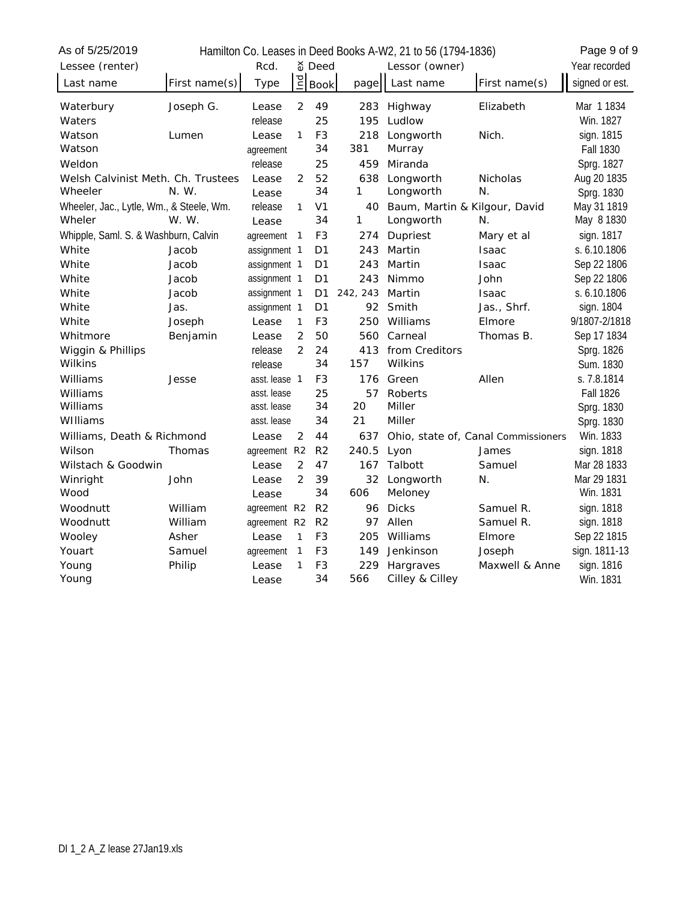Hamilton Co. Leases in Deed Books A-W2, 21 to 56 (1794-1836)

| Lessee (renter) | | Rcd. | Index | Deed | | Lessor (owner) | | Year recorded |
|---|---|---|---|---|---|---|---|---|
| Last name | First name(s) | Type | | Book | page | Last name | First name(s) | signed or est. |
| Waterbury | Joseph G. | Lease | 2 | 49 | 283 | Highway | Elizabeth | Mar 1 1834 |
| Waters | | release | | 25 | 195 | Ludlow | | Win. 1827 |
| Watson | Lumen | Lease | 1 | F3 | 218 | Longworth | Nich. | sign. 1815 |
| Watson | | agreement | | 34 | 381 | Murray | | Fall 1830 |
| Weldon | | release | | 25 | 459 | Miranda | | Sprg. 1827 |
| Welsh Calvinist Meth. Ch. Trustees | | Lease | 2 | 52 | 638 | Longworth | Nicholas | Aug 20 1835 |
| Wheeler | N. W. | Lease | | 34 | 1 | Longworth | N. | Sprg. 1830 |
| Wheeler, Jac., Lytle, Wm., & Steele, Wm. | | release | 1 | V1 | 40 | Baum, Martin & Kilgour, David | | May 31 1819 |
| Wheler | W. W. | Lease | | 34 | 1 | Longworth | N. | May 8 1830 |
| Whipple, Saml. S. & Washburn, Calvin | | agreement | 1 | F3 | 274 | Dupriest | Mary et al | sign. 1817 |
| White | Jacob | assignment | 1 | D1 | 243 | Martin | Isaac | s. 6.10.1806 |
| White | Jacob | assignment | 1 | D1 | 243 | Martin | Isaac | Sep 22 1806 |
| White | Jacob | assignment | 1 | D1 | 243 | Nimmo | John | Sep 22 1806 |
| White | Jacob | assignment | 1 | D1 | 242, 243 | Martin | Isaac | s. 6.10.1806 |
| White | Jas. | assignment | 1 | D1 | 92 | Smith | Jas., Shrf. | sign. 1804 |
| White | Joseph | Lease | 1 | F3 | 250 | Williams | Elmore | 9/1807-2/1818 |
| Whitmore | Benjamin | Lease | 2 | 50 | 560 | Carneal | Thomas B. | Sep 17 1834 |
| Wiggin & Phillips | | release | 2 | 24 | 413 | from Creditors | | Sprg. 1826 |
| Wilkins | | release | | 34 | 157 | Wilkins | | Sum. 1830 |
| Williams | Jesse | asst. lease | 1 | F3 | 176 | Green | Allen | s. 7.8.1814 |
| Williams | | asst. lease | | 25 | 57 | Roberts | | Fall 1826 |
| Williams | | asst. lease | | 34 | 20 | Miller | | Sprg. 1830 |
| WIlliams | | asst. lease | | 34 | 21 | Miller | | Sprg. 1830 |
| Williams, Death & Richmond | | Lease | 2 | 44 | 637 | Ohio, state of, Canal Commissioners | | Win. 1833 |
| Wilson | Thomas | agreement | R2 | R2 | 240.5 | Lyon | James | sign. 1818 |
| Wilstach & Goodwin | | Lease | 2 | 47 | 167 | Talbott | Samuel | Mar 28 1833 |
| Winright | John | Lease | 2 | 39 | 32 | Longworth | N. | Mar 29 1831 |
| Wood | | Lease | | 34 | 606 | Meloney | | Win. 1831 |
| Woodnutt | William | agreement | R2 | R2 | 96 | Dicks | Samuel R. | sign. 1818 |
| Woodnutt | William | agreement | R2 | R2 | 97 | Allen | Samuel R. | sign. 1818 |
| Wooley | Asher | Lease | 1 | F3 | 205 | Williams | Elmore | Sep 22 1815 |
| Youart | Samuel | agreement | 1 | F3 | 149 | Jenkinson | Joseph | sign. 1811-13 |
| Young | Philip | Lease | 1 | F3 | 229 | Hargraves | Maxwell & Anne | sign. 1816 |
| Young | | Lease | | 34 | 566 | Cilley & Cilley | | Win. 1831 |